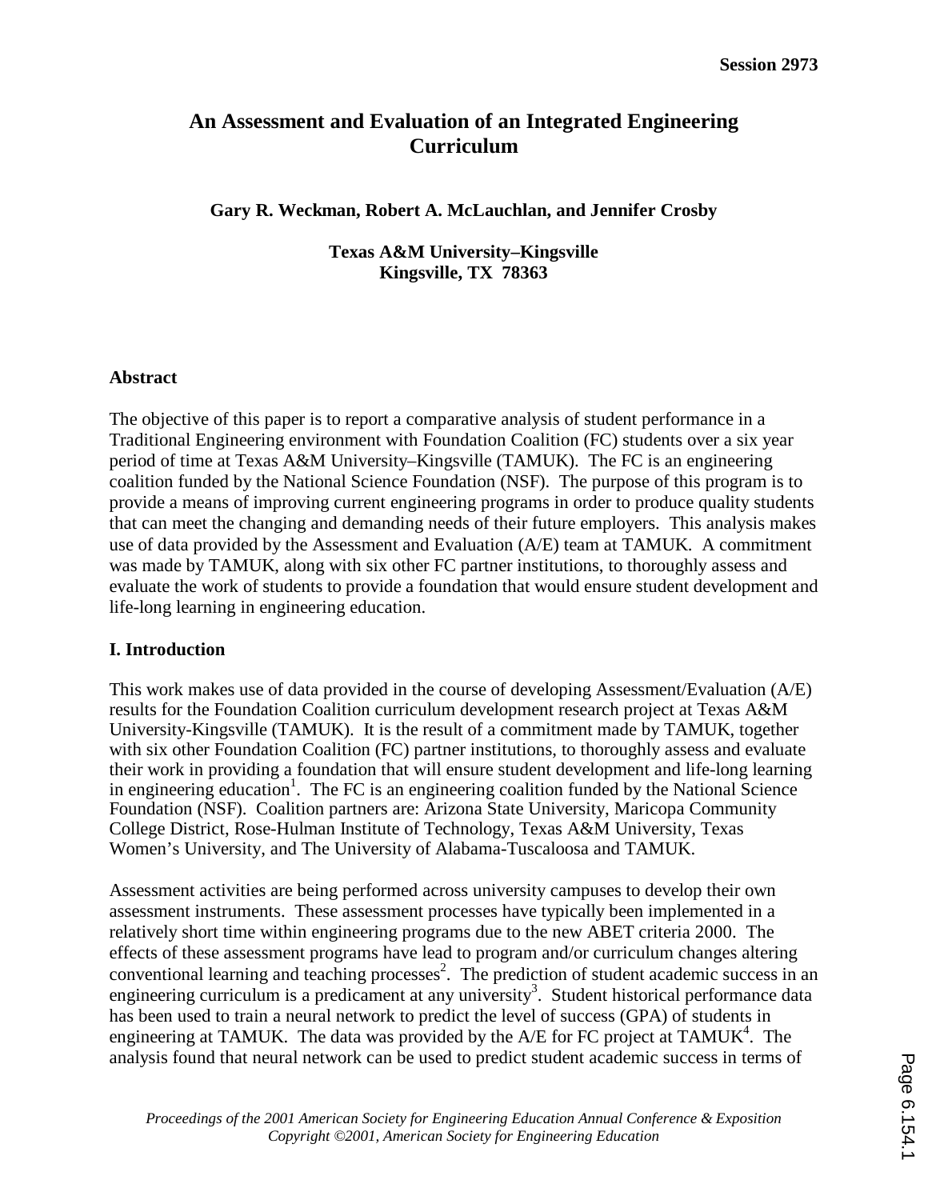# An Assessment and Evaluation of an Integrated Engineering Curriculum

**Gary R. Weckman, Robert A. McLauchlan, and Jennifer Crosby**

**Texas A&M University–Kingsville**
**Kingsville, TX 78363**

## Abstract

The objective of this paper is to report a comparative analysis of student performance in a Traditional Engineering environment with Foundation Coalition (FC) students over a six year period of time at Texas A&M University–Kingsville (TAMUK). The FC is an engineering coalition funded by the National Science Foundation (NSF). The purpose of this program is to provide a means of improving current engineering programs in order to produce quality students that can meet the changing and demanding needs of their future employers. This analysis makes use of data provided by the Assessment and Evaluation (A/E) team at TAMUK. A commitment was made by TAMUK, along with six other FC partner institutions, to thoroughly assess and evaluate the work of students to provide a foundation that would ensure student development and life-long learning in engineering education.

## I. Introduction

This work makes use of data provided in the course of developing Assessment/Evaluation (A/E) results for the Foundation Coalition curriculum development research project at Texas A&M University-Kingsville (TAMUK). It is the result of a commitment made by TAMUK, together with six other Foundation Coalition (FC) partner institutions, to thoroughly assess and evaluate their work in providing a foundation that will ensure student development and life-long learning in engineering education[1]. The FC is an engineering coalition funded by the National Science Foundation (NSF). Coalition partners are: Arizona State University, Maricopa Community College District, Rose-Hulman Institute of Technology, Texas A&M University, Texas Women's University, and The University of Alabama-Tuscaloosa and TAMUK.

Assessment activities are being performed across university campuses to develop their own assessment instruments. These assessment processes have typically been implemented in a relatively short time within engineering programs due to the new ABET criteria 2000. The effects of these assessment programs have lead to program and/or curriculum changes altering conventional learning and teaching processes[2]. The prediction of student academic success in an engineering curriculum is a predicament at any university[3]. Student historical performance data has been used to train a neural network to predict the level of success (GPA) of students in engineering at TAMUK. The data was provided by the A/E for FC project at TAMUK[4]. The analysis found that neural network can be used to predict student academic success in terms of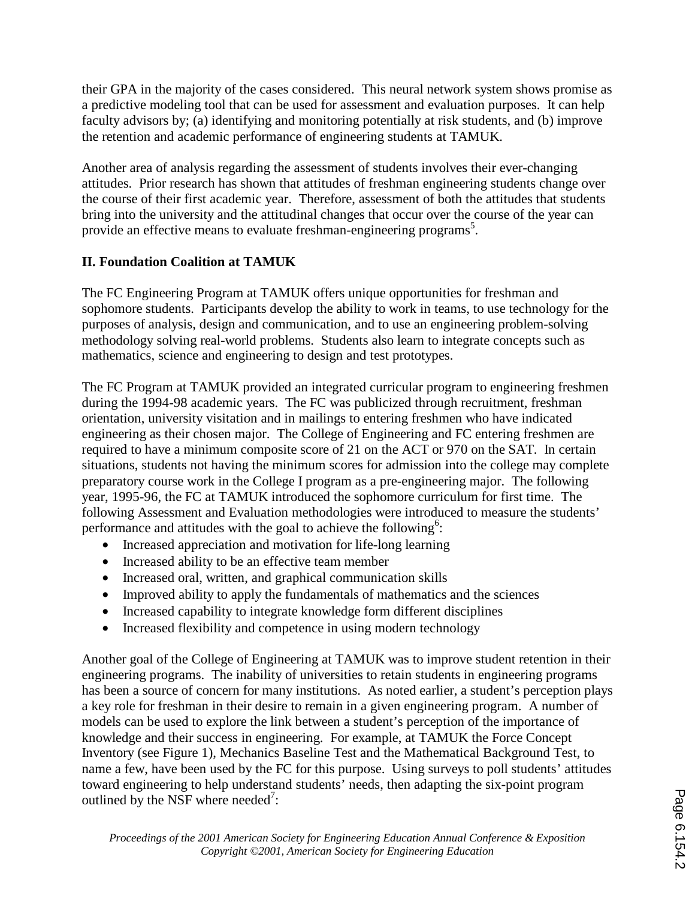their GPA in the majority of the cases considered. This neural network system shows promise as a predictive modeling tool that can be used for assessment and evaluation purposes. It can help faculty advisors by; (a) identifying and monitoring potentially at risk students, and (b) improve the retention and academic performance of engineering students at TAMUK.

Another area of analysis regarding the assessment of students involves their ever-changing attitudes. Prior research has shown that attitudes of freshman engineering students change over the course of their first academic year. Therefore, assessment of both the attitudes that students bring into the university and the attitudinal changes that occur over the course of the year can provide an effective means to evaluate freshman-engineering programs[5].

## II. Foundation Coalition at TAMUK

The FC Engineering Program at TAMUK offers unique opportunities for freshman and sophomore students. Participants develop the ability to work in teams, to use technology for the purposes of analysis, design and communication, and to use an engineering problem-solving methodology solving real-world problems. Students also learn to integrate concepts such as mathematics, science and engineering to design and test prototypes.

The FC Program at TAMUK provided an integrated curricular program to engineering freshmen during the 1994-98 academic years. The FC was publicized through recruitment, freshman orientation, university visitation and in mailings to entering freshmen who have indicated engineering as their chosen major. The College of Engineering and FC entering freshmen are required to have a minimum composite score of 21 on the ACT or 970 on the SAT. In certain situations, students not having the minimum scores for admission into the college may complete preparatory course work in the College I program as a pre-engineering major. The following year, 1995-96, the FC at TAMUK introduced the sophomore curriculum for first time. The following Assessment and Evaluation methodologies were introduced to measure the students' performance and attitudes with the goal to achieve the following[6]:

- Increased appreciation and motivation for life-long learning
- Increased ability to be an effective team member
- Increased oral, written, and graphical communication skills
- Improved ability to apply the fundamentals of mathematics and the sciences
- Increased capability to integrate knowledge form different disciplines
- Increased flexibility and competence in using modern technology

Another goal of the College of Engineering at TAMUK was to improve student retention in their engineering programs. The inability of universities to retain students in engineering programs has been a source of concern for many institutions. As noted earlier, a student's perception plays a key role for freshman in their desire to remain in a given engineering program. A number of models can be used to explore the link between a student's perception of the importance of knowledge and their success in engineering. For example, at TAMUK the Force Concept Inventory (see Figure 1), Mechanics Baseline Test and the Mathematical Background Test, to name a few, have been used by the FC for this purpose. Using surveys to poll students' attitudes toward engineering to help understand students' needs, then adapting the six-point program outlined by the NSF where needed[7]: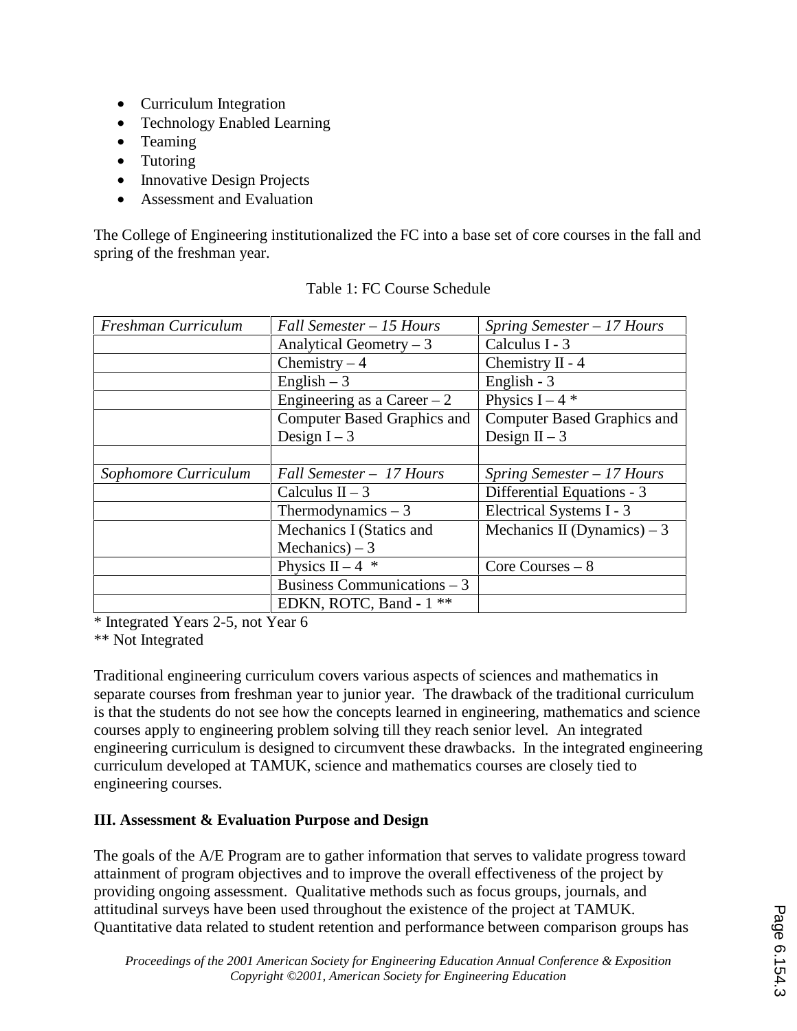- Curriculum Integration
- Technology Enabled Learning
- Teaming
- Tutoring
- Innovative Design Projects
- Assessment and Evaluation

The College of Engineering institutionalized the FC into a base set of core courses in the fall and spring of the freshman year.

Table 1: FC Course Schedule

| *Freshman Curriculum* | *Fall Semester – 15 Hours* | *Spring Semester – 17 Hours* |
|---|---|---|
| | Analytical Geometry – 3 | Calculus I - 3 |
| | Chemistry – 4 | Chemistry II - 4 |
| | English – 3 | English - 3 |
| | Engineering as a Career – 2 | Physics I – 4 * |
| | Computer Based Graphics and Design I – 3 | Computer Based Graphics and Design II – 3 |
| | | |
| *Sophomore Curriculum* | *Fall Semester – 17 Hours* | *Spring Semester – 17 Hours* |
| | Calculus II – 3 | Differential Equations - 3 |
| | Thermodynamics – 3 | Electrical Systems I - 3 |
| | Mechanics I (Statics and Mechanics) – 3 | Mechanics II (Dynamics) – 3 |
| | Physics II – 4 * | Core Courses – 8 |
| | Business Communications – 3 | |
| | EDKN, ROTC, Band - 1 ** | |

\* Integrated Years 2-5, not Year 6
\*\* Not Integrated

Traditional engineering curriculum covers various aspects of sciences and mathematics in separate courses from freshman year to junior year. The drawback of the traditional curriculum is that the students do not see how the concepts learned in engineering, mathematics and science courses apply to engineering problem solving till they reach senior level. An integrated engineering curriculum is designed to circumvent these drawbacks. In the integrated engineering curriculum developed at TAMUK, science and mathematics courses are closely tied to engineering courses.

### III. Assessment & Evaluation Purpose and Design

The goals of the A/E Program are to gather information that serves to validate progress toward attainment of program objectives and to improve the overall effectiveness of the project by providing ongoing assessment. Qualitative methods such as focus groups, journals, and attitudinal surveys have been used throughout the existence of the project at TAMUK. Quantitative data related to student retention and performance between comparison groups has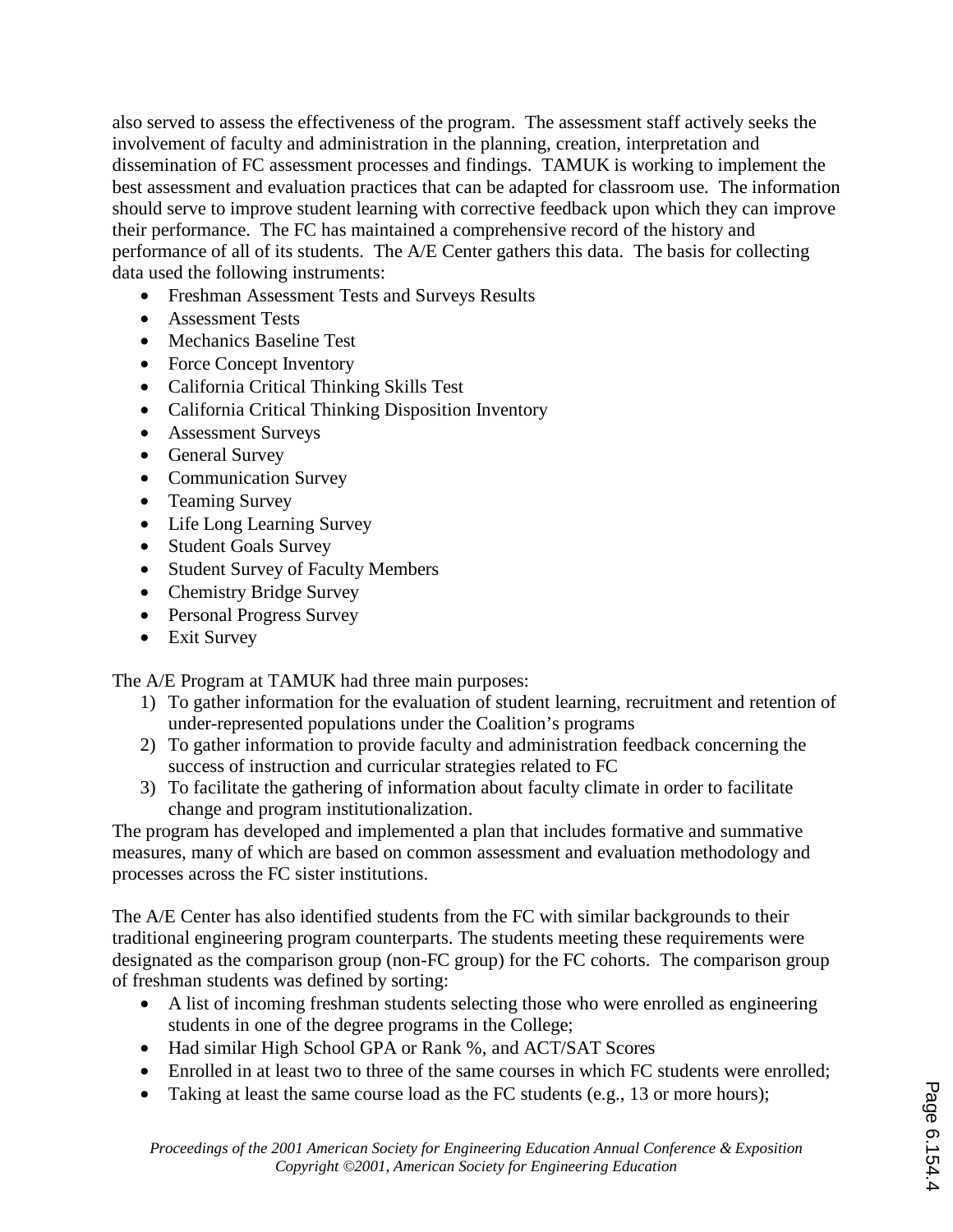also served to assess the effectiveness of the program. The assessment staff actively seeks the involvement of faculty and administration in the planning, creation, interpretation and dissemination of FC assessment processes and findings. TAMUK is working to implement the best assessment and evaluation practices that can be adapted for classroom use. The information should serve to improve student learning with corrective feedback upon which they can improve their performance. The FC has maintained a comprehensive record of the history and performance of all of its students. The A/E Center gathers this data. The basis for collecting data used the following instruments:

- Freshman Assessment Tests and Surveys Results
- Assessment Tests
- Mechanics Baseline Test
- Force Concept Inventory
- California Critical Thinking Skills Test
- California Critical Thinking Disposition Inventory
- Assessment Surveys
- General Survey
- Communication Survey
- Teaming Survey
- Life Long Learning Survey
- Student Goals Survey
- Student Survey of Faculty Members
- Chemistry Bridge Survey
- Personal Progress Survey
- Exit Survey

The A/E Program at TAMUK had three main purposes:

1) To gather information for the evaluation of student learning, recruitment and retention of under-represented populations under the Coalition's programs
2) To gather information to provide faculty and administration feedback concerning the success of instruction and curricular strategies related to FC
3) To facilitate the gathering of information about faculty climate in order to facilitate change and program institutionalization.

The program has developed and implemented a plan that includes formative and summative measures, many of which are based on common assessment and evaluation methodology and processes across the FC sister institutions.

The A/E Center has also identified students from the FC with similar backgrounds to their traditional engineering program counterparts. The students meeting these requirements were designated as the comparison group (non-FC group) for the FC cohorts. The comparison group of freshman students was defined by sorting:

- A list of incoming freshman students selecting those who were enrolled as engineering students in one of the degree programs in the College;
- Had similar High School GPA or Rank %, and ACT/SAT Scores
- Enrolled in at least two to three of the same courses in which FC students were enrolled;
- Taking at least the same course load as the FC students (e.g., 13 or more hours);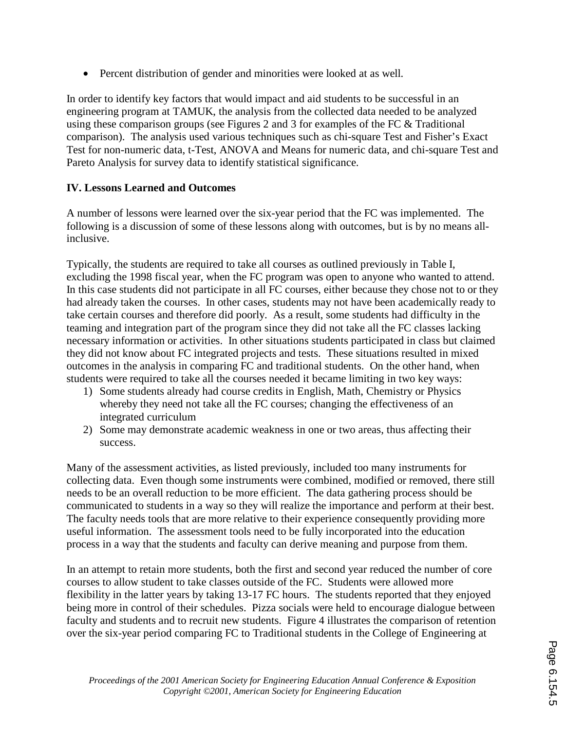- Percent distribution of gender and minorities were looked at as well.

In order to identify key factors that would impact and aid students to be successful in an engineering program at TAMUK, the analysis from the collected data needed to be analyzed using these comparison groups (see Figures 2 and 3 for examples of the FC & Traditional comparison). The analysis used various techniques such as chi-square Test and Fisher's Exact Test for non-numeric data, t-Test, ANOVA and Means for numeric data, and chi-square Test and Pareto Analysis for survey data to identify statistical significance.

## IV. Lessons Learned and Outcomes

A number of lessons were learned over the six-year period that the FC was implemented. The following is a discussion of some of these lessons along with outcomes, but is by no means all-inclusive.

Typically, the students are required to take all courses as outlined previously in Table I, excluding the 1998 fiscal year, when the FC program was open to anyone who wanted to attend. In this case students did not participate in all FC courses, either because they chose not to or they had already taken the courses. In other cases, students may not have been academically ready to take certain courses and therefore did poorly. As a result, some students had difficulty in the teaming and integration part of the program since they did not take all the FC classes lacking necessary information or activities. In other situations students participated in class but claimed they did not know about FC integrated projects and tests. These situations resulted in mixed outcomes in the analysis in comparing FC and traditional students. On the other hand, when students were required to take all the courses needed it became limiting in two key ways:

1) Some students already had course credits in English, Math, Chemistry or Physics whereby they need not take all the FC courses; changing the effectiveness of an integrated curriculum
2) Some may demonstrate academic weakness in one or two areas, thus affecting their success.

Many of the assessment activities, as listed previously, included too many instruments for collecting data. Even though some instruments were combined, modified or removed, there still needs to be an overall reduction to be more efficient. The data gathering process should be communicated to students in a way so they will realize the importance and perform at their best. The faculty needs tools that are more relative to their experience consequently providing more useful information. The assessment tools need to be fully incorporated into the education process in a way that the students and faculty can derive meaning and purpose from them.

In an attempt to retain more students, both the first and second year reduced the number of core courses to allow student to take classes outside of the FC. Students were allowed more flexibility in the latter years by taking 13-17 FC hours. The students reported that they enjoyed being more in control of their schedules. Pizza socials were held to encourage dialogue between faculty and students and to recruit new students. Figure 4 illustrates the comparison of retention over the six-year period comparing FC to Traditional students in the College of Engineering at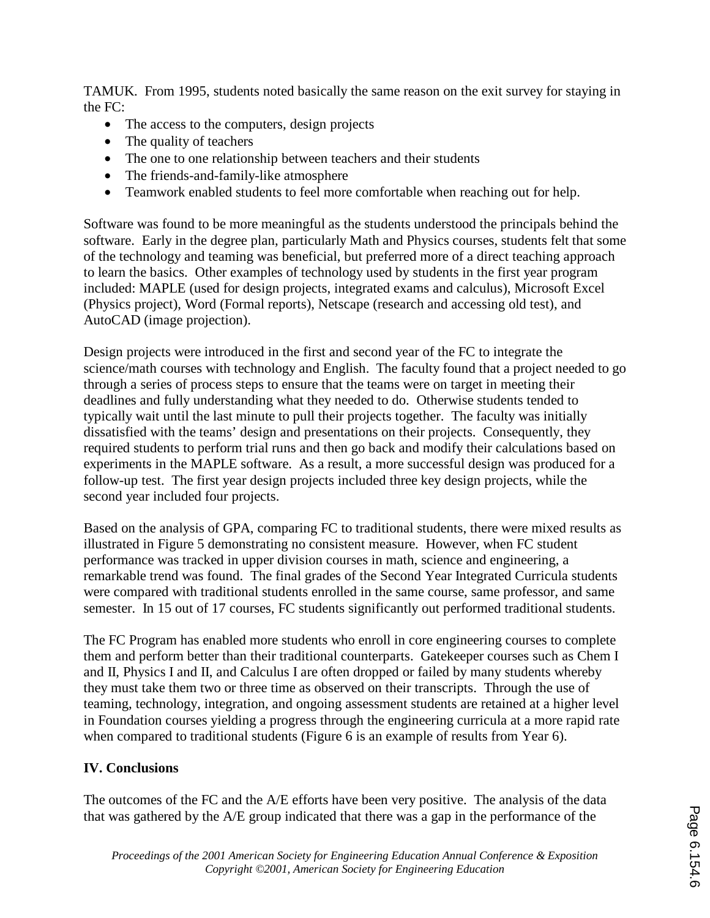TAMUK. From 1995, students noted basically the same reason on the exit survey for staying in the FC:

- The access to the computers, design projects
- The quality of teachers
- The one to one relationship between teachers and their students
- The friends-and-family-like atmosphere
- Teamwork enabled students to feel more comfortable when reaching out for help.

Software was found to be more meaningful as the students understood the principals behind the software. Early in the degree plan, particularly Math and Physics courses, students felt that some of the technology and teaming was beneficial, but preferred more of a direct teaching approach to learn the basics. Other examples of technology used by students in the first year program included: MAPLE (used for design projects, integrated exams and calculus), Microsoft Excel (Physics project), Word (Formal reports), Netscape (research and accessing old test), and AutoCAD (image projection).

Design projects were introduced in the first and second year of the FC to integrate the science/math courses with technology and English. The faculty found that a project needed to go through a series of process steps to ensure that the teams were on target in meeting their deadlines and fully understanding what they needed to do. Otherwise students tended to typically wait until the last minute to pull their projects together. The faculty was initially dissatisfied with the teams' design and presentations on their projects. Consequently, they required students to perform trial runs and then go back and modify their calculations based on experiments in the MAPLE software. As a result, a more successful design was produced for a follow-up test. The first year design projects included three key design projects, while the second year included four projects.

Based on the analysis of GPA, comparing FC to traditional students, there were mixed results as illustrated in Figure 5 demonstrating no consistent measure. However, when FC student performance was tracked in upper division courses in math, science and engineering, a remarkable trend was found. The final grades of the Second Year Integrated Curricula students were compared with traditional students enrolled in the same course, same professor, and same semester. In 15 out of 17 courses, FC students significantly out performed traditional students.

The FC Program has enabled more students who enroll in core engineering courses to complete them and perform better than their traditional counterparts. Gatekeeper courses such as Chem I and II, Physics I and II, and Calculus I are often dropped or failed by many students whereby they must take them two or three time as observed on their transcripts. Through the use of teaming, technology, integration, and ongoing assessment students are retained at a higher level in Foundation courses yielding a progress through the engineering curricula at a more rapid rate when compared to traditional students (Figure 6 is an example of results from Year 6).

## IV. Conclusions

The outcomes of the FC and the A/E efforts have been very positive. The analysis of the data that was gathered by the A/E group indicated that there was a gap in the performance of the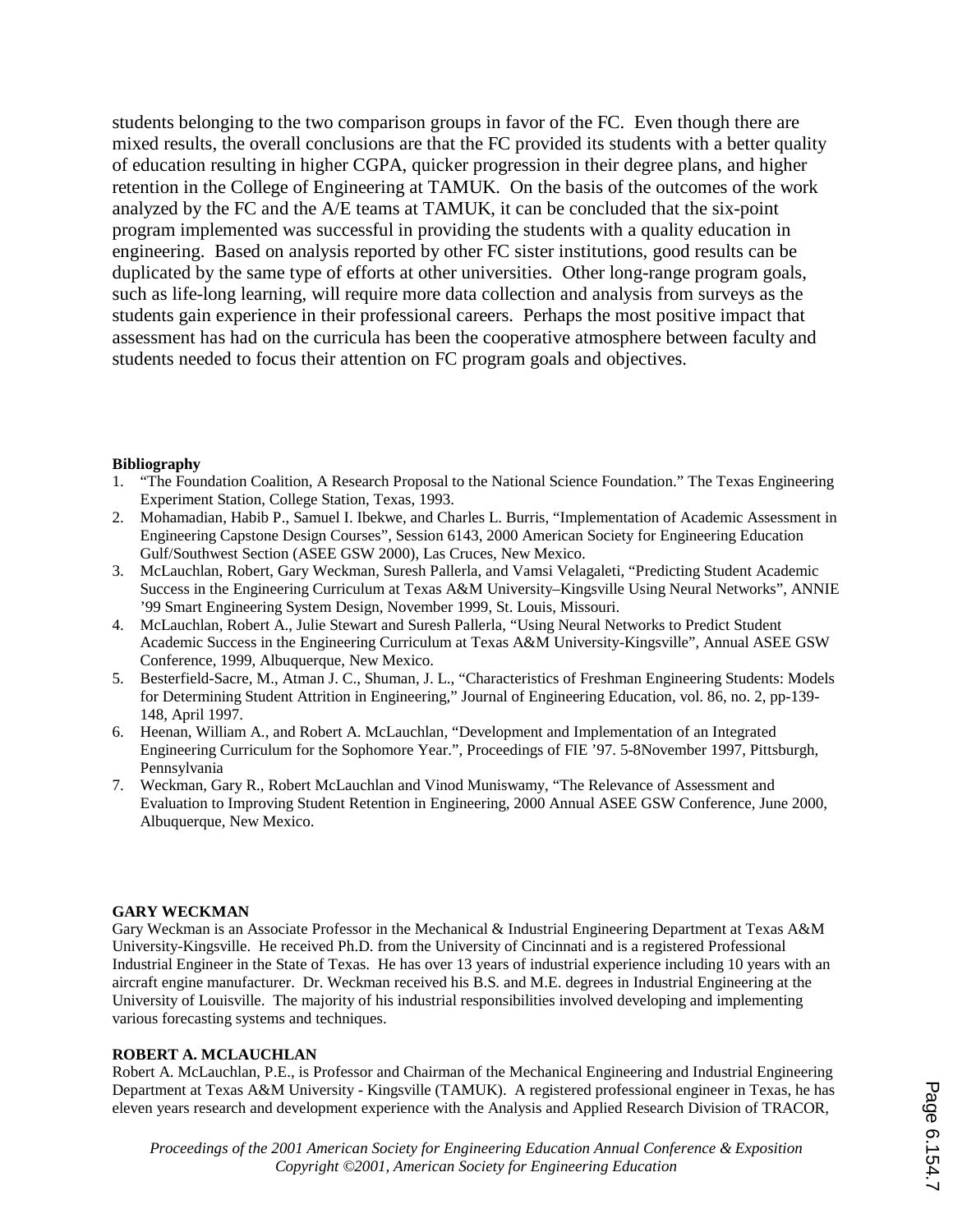students belonging to the two comparison groups in favor of the FC. Even though there are mixed results, the overall conclusions are that the FC provided its students with a better quality of education resulting in higher CGPA, quicker progression in their degree plans, and higher retention in the College of Engineering at TAMUK. On the basis of the outcomes of the work analyzed by the FC and the A/E teams at TAMUK, it can be concluded that the six-point program implemented was successful in providing the students with a quality education in engineering. Based on analysis reported by other FC sister institutions, good results can be duplicated by the same type of efforts at other universities. Other long-range program goals, such as life-long learning, will require more data collection and analysis from surveys as the students gain experience in their professional careers. Perhaps the most positive impact that assessment has had on the curricula has been the cooperative atmosphere between faculty and students needed to focus their attention on FC program goals and objectives.

**Bibliography**

1. "The Foundation Coalition, A Research Proposal to the National Science Foundation." The Texas Engineering Experiment Station, College Station, Texas, 1993.
2. Mohamadian, Habib P., Samuel I. Ibekwe, and Charles L. Burris, "Implementation of Academic Assessment in Engineering Capstone Design Courses", Session 6143, 2000 American Society for Engineering Education Gulf/Southwest Section (ASEE GSW 2000), Las Cruces, New Mexico.
3. McLauchlan, Robert, Gary Weckman, Suresh Pallerla, and Vamsi Velagaleti, "Predicting Student Academic Success in the Engineering Curriculum at Texas A&M University–Kingsville Using Neural Networks", ANNIE '99 Smart Engineering System Design, November 1999, St. Louis, Missouri.
4. McLauchlan, Robert A., Julie Stewart and Suresh Pallerla, "Using Neural Networks to Predict Student Academic Success in the Engineering Curriculum at Texas A&M University-Kingsville", Annual ASEE GSW Conference, 1999, Albuquerque, New Mexico.
5. Besterfield-Sacre, M., Atman J. C., Shuman, J. L., "Characteristics of Freshman Engineering Students: Models for Determining Student Attrition in Engineering," Journal of Engineering Education, vol. 86, no. 2, pp-139-148, April 1997.
6. Heenan, William A., and Robert A. McLauchlan, "Development and Implementation of an Integrated Engineering Curriculum for the Sophomore Year.", Proceedings of FIE '97. 5-8November 1997, Pittsburgh, Pennsylvania
7. Weckman, Gary R., Robert McLauchlan and Vinod Muniswamy, "The Relevance of Assessment and Evaluation to Improving Student Retention in Engineering, 2000 Annual ASEE GSW Conference, June 2000, Albuquerque, New Mexico.

**GARY WECKMAN**

Gary Weckman is an Associate Professor in the Mechanical & Industrial Engineering Department at Texas A&M University-Kingsville. He received Ph.D. from the University of Cincinnati and is a registered Professional Industrial Engineer in the State of Texas. He has over 13 years of industrial experience including 10 years with an aircraft engine manufacturer. Dr. Weckman received his B.S. and M.E. degrees in Industrial Engineering at the University of Louisville. The majority of his industrial responsibilities involved developing and implementing various forecasting systems and techniques.

**ROBERT A. MCLAUCHLAN**

Robert A. McLauchlan, P.E., is Professor and Chairman of the Mechanical Engineering and Industrial Engineering Department at Texas A&M University - Kingsville (TAMUK). A registered professional engineer in Texas, he has eleven years research and development experience with the Analysis and Applied Research Division of TRACOR,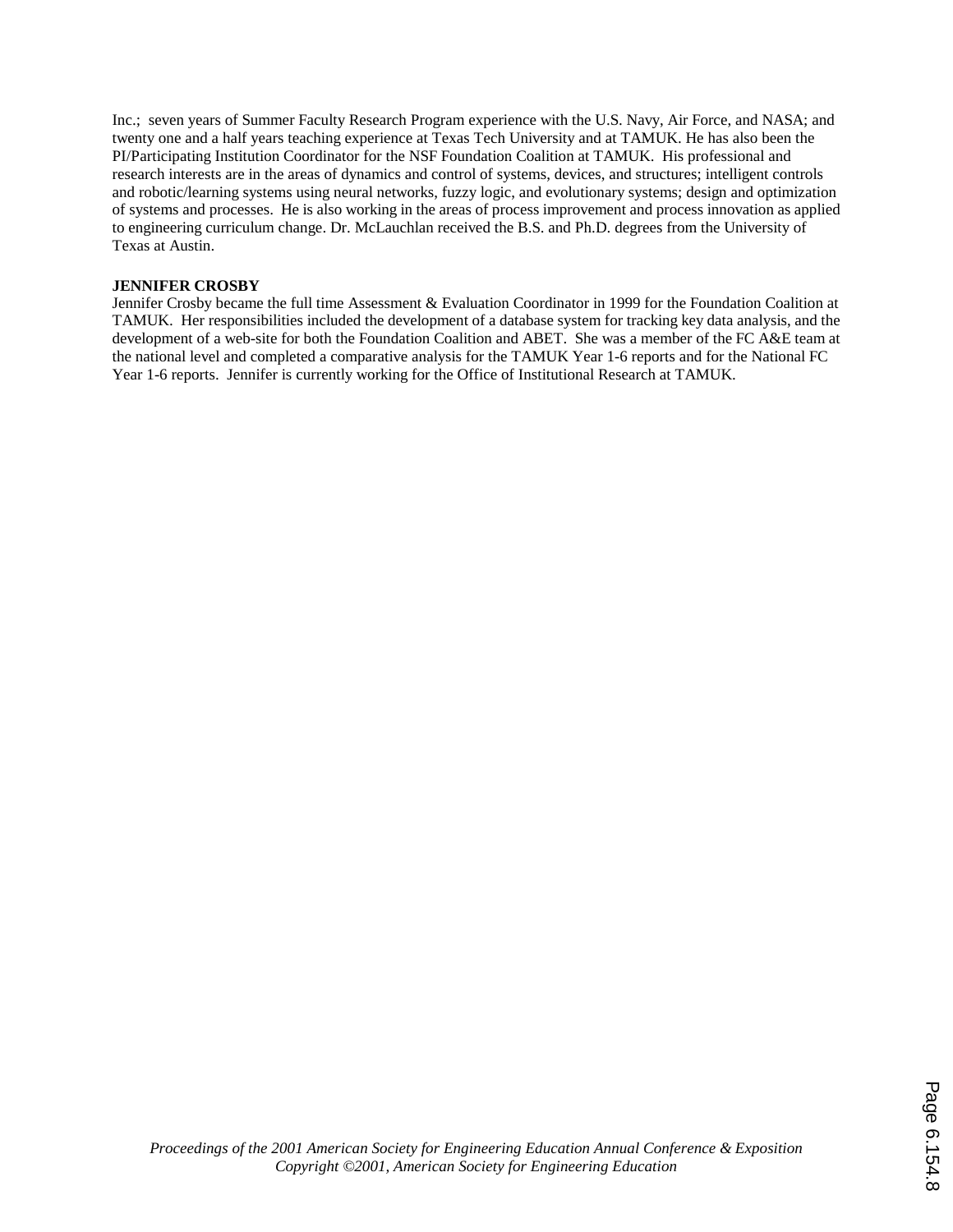Inc.; seven years of Summer Faculty Research Program experience with the U.S. Navy, Air Force, and NASA; and twenty one and a half years teaching experience at Texas Tech University and at TAMUK. He has also been the PI/Participating Institution Coordinator for the NSF Foundation Coalition at TAMUK. His professional and research interests are in the areas of dynamics and control of systems, devices, and structures; intelligent controls and robotic/learning systems using neural networks, fuzzy logic, and evolutionary systems; design and optimization of systems and processes. He is also working in the areas of process improvement and process innovation as applied to engineering curriculum change. Dr. McLauchlan received the B.S. and Ph.D. degrees from the University of Texas at Austin.

**JENNIFER CROSBY**

Jennifer Crosby became the full time Assessment & Evaluation Coordinator in 1999 for the Foundation Coalition at TAMUK. Her responsibilities included the development of a database system for tracking key data analysis, and the development of a web-site for both the Foundation Coalition and ABET. She was a member of the FC A&E team at the national level and completed a comparative analysis for the TAMUK Year 1-6 reports and for the National FC Year 1-6 reports. Jennifer is currently working for the Office of Institutional Research at TAMUK.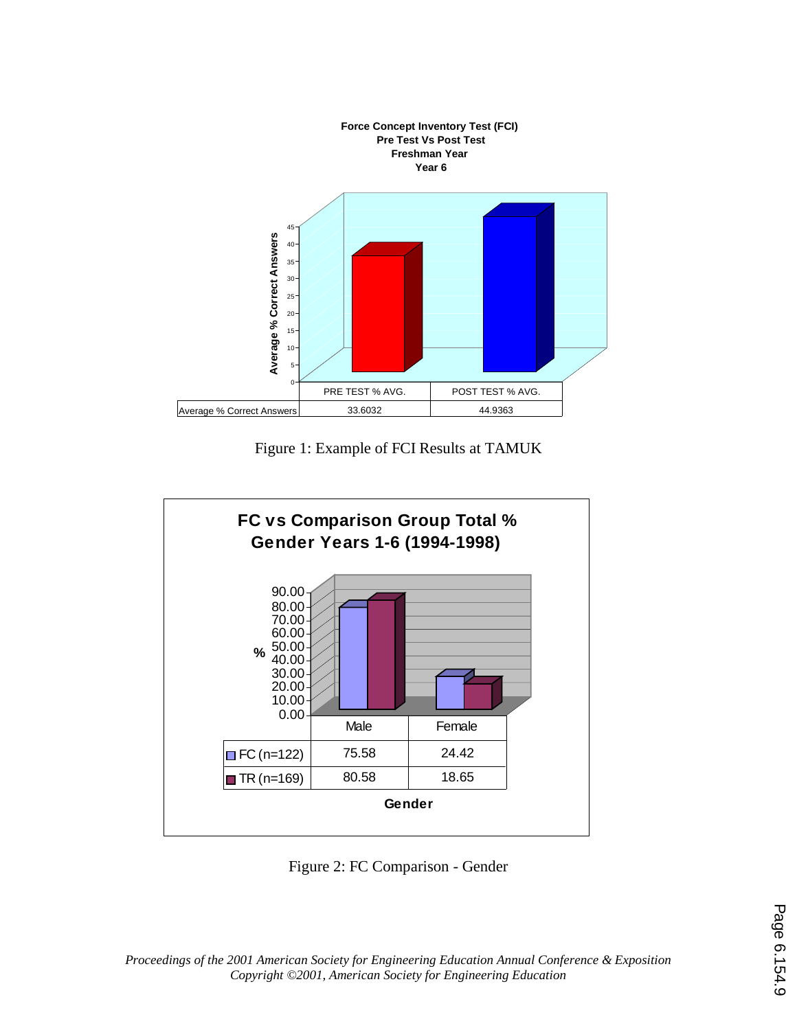**Force Concept Inventory Test (FCI)**
**Pre Test Vs Post Test**
**Freshman Year**
**Year 6**

|  | PRE TEST % AVG. | POST TEST % AVG. |
|---|---|---|
| Average % Correct Answers | 33.6032 | 44.9363 |

Figure 1: Example of FCI Results at TAMUK

**FC vs Comparison Group Total %**
**Gender Years 1-6 (1994-1998)**

|  | Male | Female |
|---|---|---|
| FC (n=122) | 75.58 | 24.42 |
| TR (n=169) | 80.58 | 18.65 |

Figure 2: FC Comparison - Gender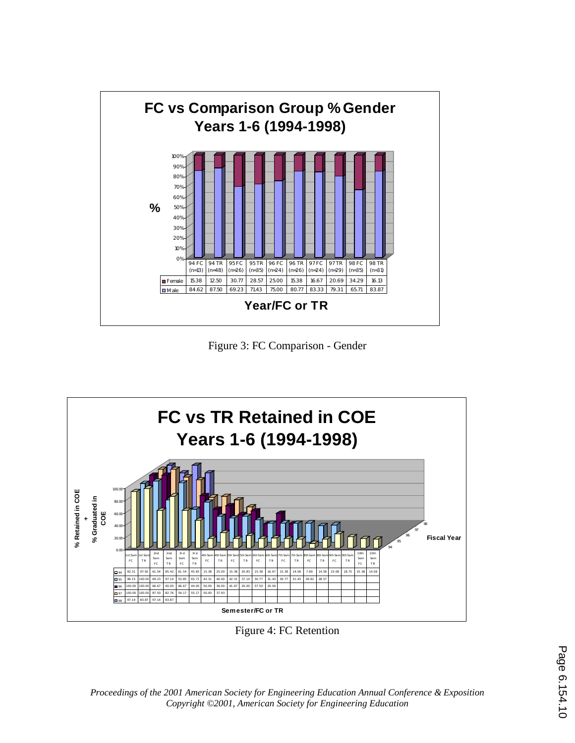## FC vs Comparison Group % Gender Years 1-6 (1994-1998)

| | 94 FC (n=13) | 94 TR (n=48) | 95 FC (n=26) | 95 TR (n=35) | 96 FC (n=24) | 96 TR (n=26) | 97 FC (n=24) | 97 TR (n=29) | 98 FC (n=35) | 98 TR (n=31) |
|---|---|---|---|---|---|---|---|---|---|---|
| Female | 15.38 | 12.50 | 30.77 | 28.57 | 25.00 | 15.38 | 16.67 | 20.69 | 34.29 | 16.13 |
| Male | 84.62 | 87.50 | 69.23 | 71.43 | 75.00 | 80.77 | 83.33 | 79.31 | 65.71 | 83.87 |

Year/FC or TR

Figure 3: FC Comparison - Gender

## FC vs TR Retained in COE Years 1-6 (1994-1998)

% Retained in COE + % Graduated in COE

| | 1st Sem FC | 1st Sem TR | 2nd Sem FC | 2nd Sem TR | 3rd Sem FC | 3rd Sem TR | 4th Sem FC | 4th Sem TR | 5th Sem FC | 5th Sem TR | 6th Sem FC | 6th Sem TR | 7th Sem FC | 7th Sem TR | 8th Sem FC | 8th Sem TR | 9th Sem FC | 9th Sem TR | 10th Sem FC | 10th Sem TR |
|---|---|---|---|---|---|---|---|---|---|---|---|---|---|---|---|---|---|---|---|---|
| 94 | 92.31 | 97.92 | 61.54 | 85.42 | 61.54 | 45.83 | 15.38 | 25.00 | 15.38 | 20.83 | 15.38 | 16.67 | 15.38 | 14.58 | 7.69 | 14.58 | 23.08 | 18.75 | 15.38 | 14.58 |
| 95 | 96.15 | 100.00 | 69.23 | 97.14 | 53.85 | 65.71 | 42.31 | 40.00 | 42.31 | 37.14 | 30.77 | 31.43 | 30.77 | 31.43 | 26.92 | 28.57 | | | | |
| 96 | 100.00 | 100.00 | 66.67 | 40.00 | 66.67 | 44.00 | 50.00 | 36.00 | 41.67 | 20.00 | 37.50 | 20.00 | | | | | | | | |
| 97 | 100.00 | 100.00 | 87.50 | 82.76 | 54.17 | 55.17 | 50.00 | 37.93 | | | | | | | | | | | | |
| 98 | 97.14 | 83.87 | 97.14 | 83.87 | | | | | | | | | | | | | | | | |

Semester/FC or TR

Figure 4: FC Retention

*Proceedings of the 2001 American Society for Engineering Education Annual Conference & Exposition*
*Copyright ©2001, American Society for Engineering Education*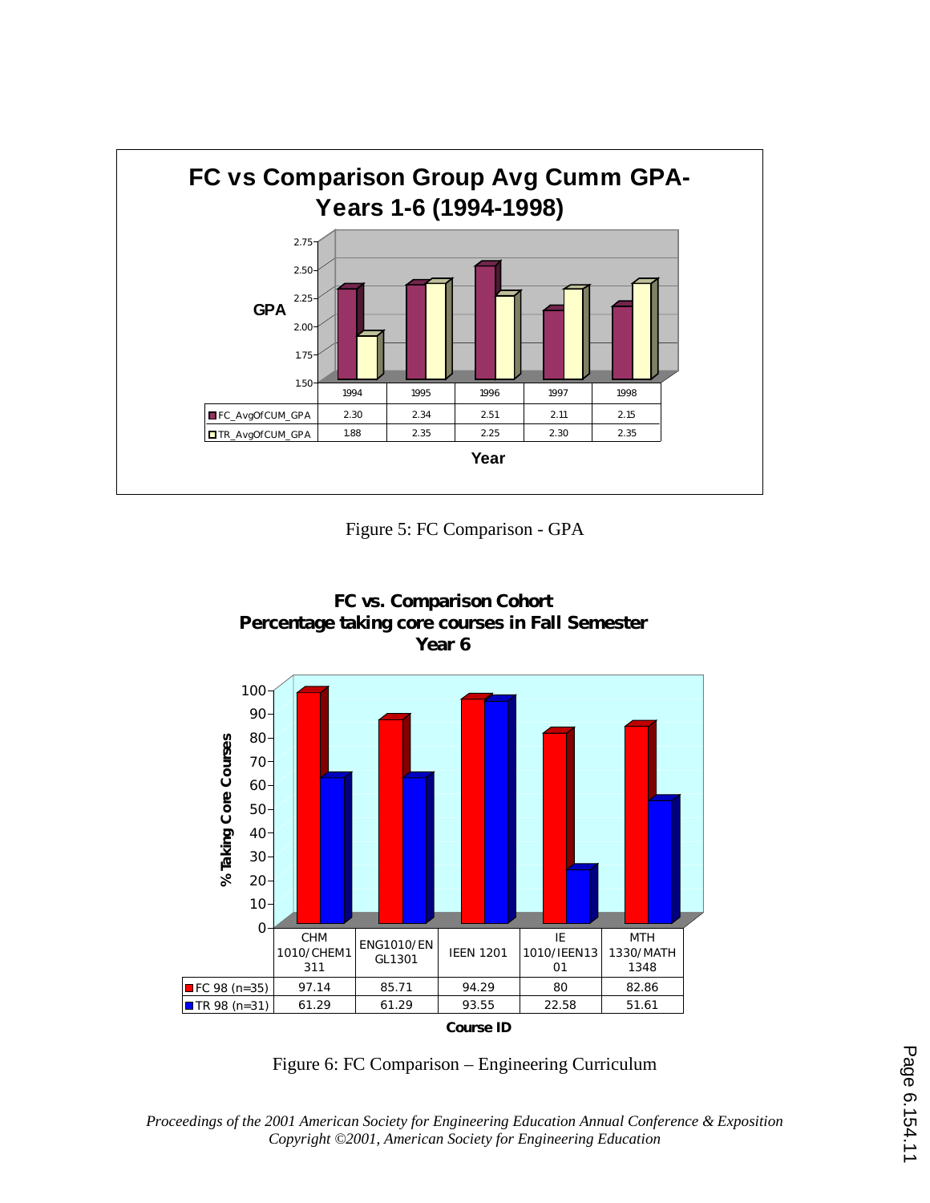FC vs Comparison Group Avg Cumm GPA- Years 1-6 (1994-1998)

GPA

2.75
2.50
2.25
2.00
1.75
1.50

1994 1995 1996 1997 1998

FC_AvgOfCUM_GPA 2.30 2.34 2.51 2.11 2.15

TR_AvgOfCUM_GPA 1.88 2.35 2.25 2.30 2.35

Year

Figure 5: FC Comparison - GPA

FC vs. Comparison Cohort
Percentage taking core courses in Fall Semester
Year 6

% Taking Core Courses

100
90
80
70
60
50
40
30
20
10
0

CHM 1010/CHEM1311 ENG1010/ENGL1301 IEEN 1201 IE 1010/IEEN1301 MTH 1330/MATH 1348

FC 98 (n=35) 97.14 85.71 94.29 80 82.86

TR 98 (n=31) 61.29 61.29 93.55 22.58 51.61

Course ID

Figure 6: FC Comparison – Engineering Curriculum